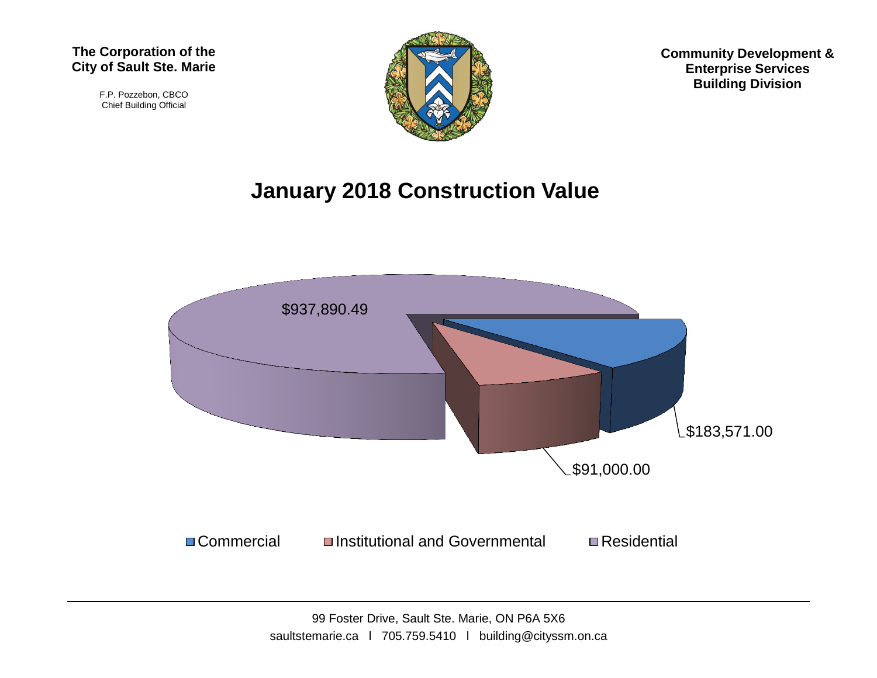**The Corporation of the City of Sault Ste. Marie**

F.P. Pozzebon, CBCO
Chief Building Official

**Community Development & Enterprise Services Building Division**

# January 2018 Construction Value

$937,890.49

$183,571.00

$91,000.00

Commercial | Institutional and Governmental | Residential

99 Foster Drive, Sault Ste. Marie, ON P6A 5X6
saultstemarie.ca l 705.759.5410 l building@cityssm.on.ca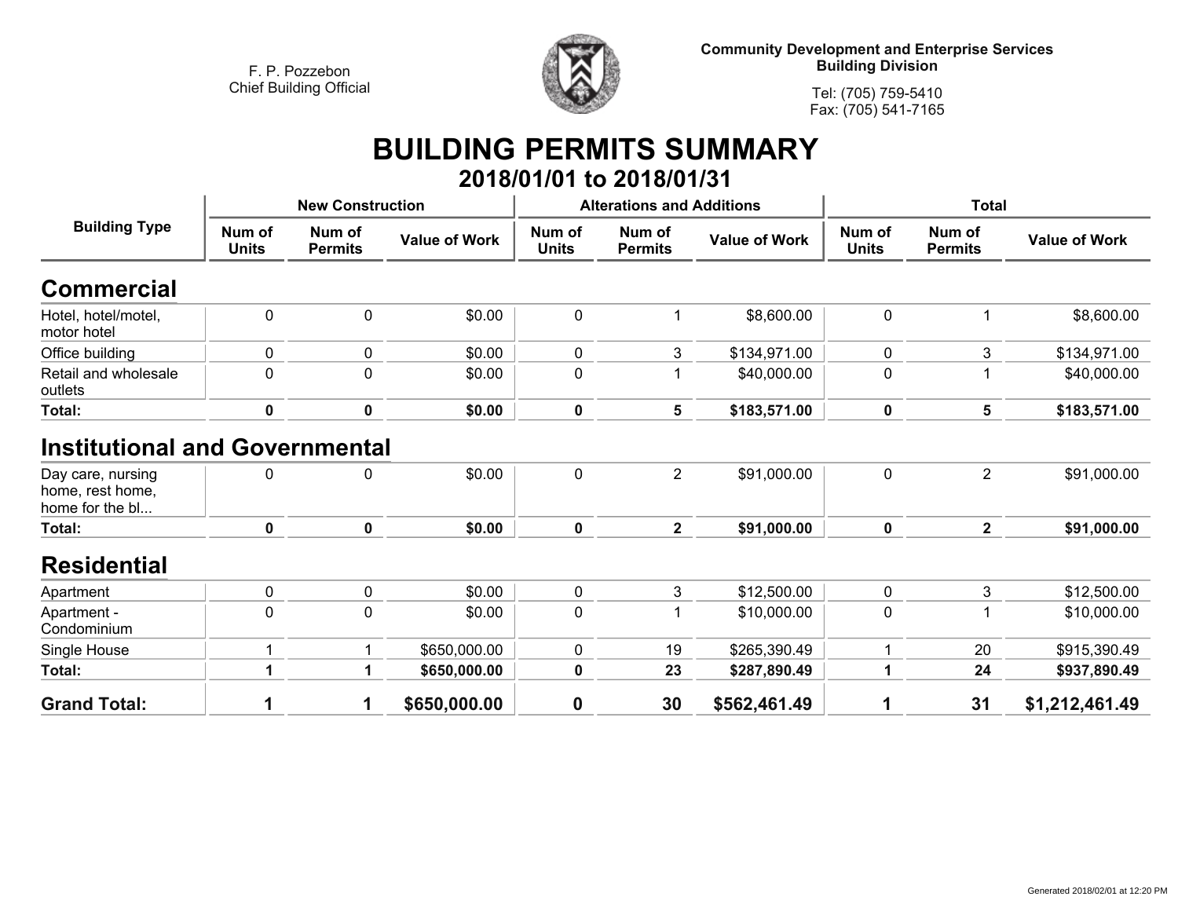F. P. Pozzebon
Chief Building Official

**Community Development and Enterprise Services**
**Building Division**

Tel: (705) 759-5410
Fax: (705) 541-7165

# BUILDING PERMITS SUMMARY

## 2018/01/01 to 2018/01/31

| Building Type | New Construction | | | Alterations and Additions | | | Total | | |
|---|---|---|---|---|---|---|---|---|---|
| | Num of Units | Num of Permits | Value of Work | Num of Units | Num of Permits | Value of Work | Num of Units | Num of Permits | Value of Work |
| **Commercial** | | | | | | | | | |
| Hotel, hotel/motel, motor hotel | 0 | 0 | $0.00 | 0 | 1 | $8,600.00 | 0 | 1 | $8,600.00 |
| Office building | 0 | 0 | $0.00 | 0 | 3 | $134,971.00 | 0 | 3 | $134,971.00 |
| Retail and wholesale outlets | 0 | 0 | $0.00 | 0 | 1 | $40,000.00 | 0 | 1 | $40,000.00 |
| **Total:** | **0** | **0** | **$0.00** | **0** | **5** | **$183,571.00** | **0** | **5** | **$183,571.00** |
| **Institutional and Governmental** | | | | | | | | | |
| Day care, nursing home, rest home, home for the bl... | 0 | 0 | $0.00 | 0 | 2 | $91,000.00 | 0 | 2 | $91,000.00 |
| **Total:** | **0** | **0** | **$0.00** | **0** | **2** | **$91,000.00** | **0** | **2** | **$91,000.00** |
| **Residential** | | | | | | | | | |
| Apartment | 0 | 0 | $0.00 | 0 | 3 | $12,500.00 | 0 | 3 | $12,500.00 |
| Apartment - Condominium | 0 | 0 | $0.00 | 0 | 1 | $10,000.00 | 0 | 1 | $10,000.00 |
| Single House | 1 | 1 | $650,000.00 | 0 | 19 | $265,390.49 | 1 | 20 | $915,390.49 |
| **Total:** | **1** | **1** | **$650,000.00** | **0** | **23** | **$287,890.49** | **1** | **24** | **$937,890.49** |
| **Grand Total:** | **1** | **1** | **$650,000.00** | **0** | **30** | **$562,461.49** | **1** | **31** | **$1,212,461.49** |

Generated 2018/02/01 at 12:20 PM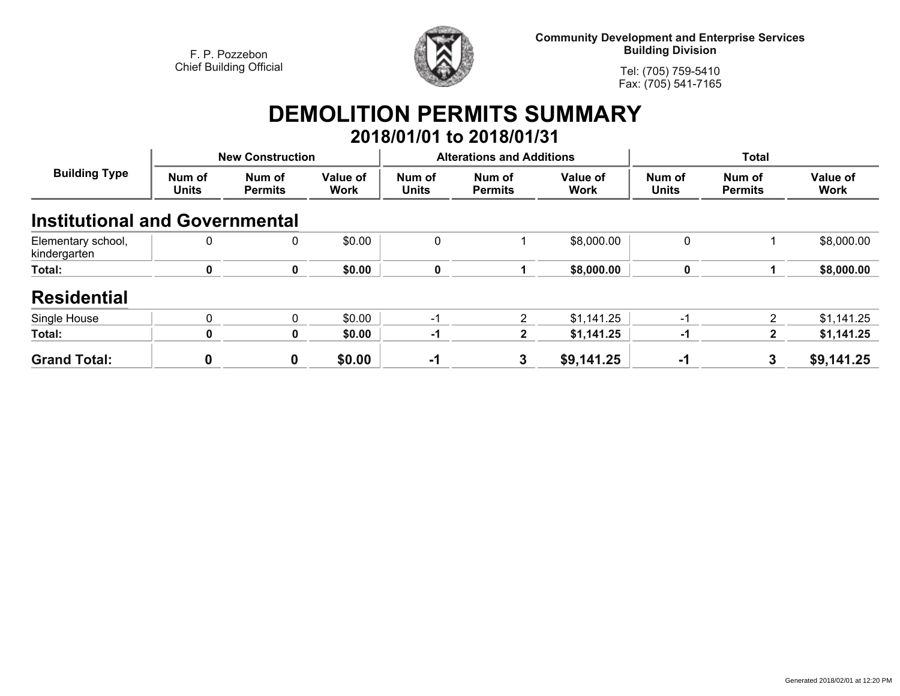F. P. Pozzebon
Chief Building Official

**Community Development and Enterprise Services**
**Building Division**

Tel: (705) 759-5410
Fax: (705) 541-7165

# DEMOLITION PERMITS SUMMARY

## 2018/01/01 to 2018/01/31

| Building Type | New Construction | | | Alterations and Additions | | | Total | | |
|---|---|---|---|---|---|---|---|---|---|
| | Num of Units | Num of Permits | Value of Work | Num of Units | Num of Permits | Value of Work | Num of Units | Num of Permits | Value of Work |
| **Institutional and Governmental** | | | | | | | | | |
| Elementary school, kindergarten | 0 | 0 | $0.00 | 0 | 1 | $8,000.00 | 0 | 1 | $8,000.00 |
| **Total:** | **0** | **0** | **$0.00** | **0** | **1** | **$8,000.00** | **0** | **1** | **$8,000.00** |
| **Residential** | | | | | | | | | |
| Single House | 0 | 0 | $0.00 | -1 | 2 | $1,141.25 | -1 | 2 | $1,141.25 |
| **Total:** | **0** | **0** | **$0.00** | **-1** | **2** | **$1,141.25** | **-1** | **2** | **$1,141.25** |
| **Grand Total:** | **0** | **0** | **$0.00** | **-1** | **3** | **$9,141.25** | **-1** | **3** | **$9,141.25** |

Generated 2018/02/01 at 12:20 PM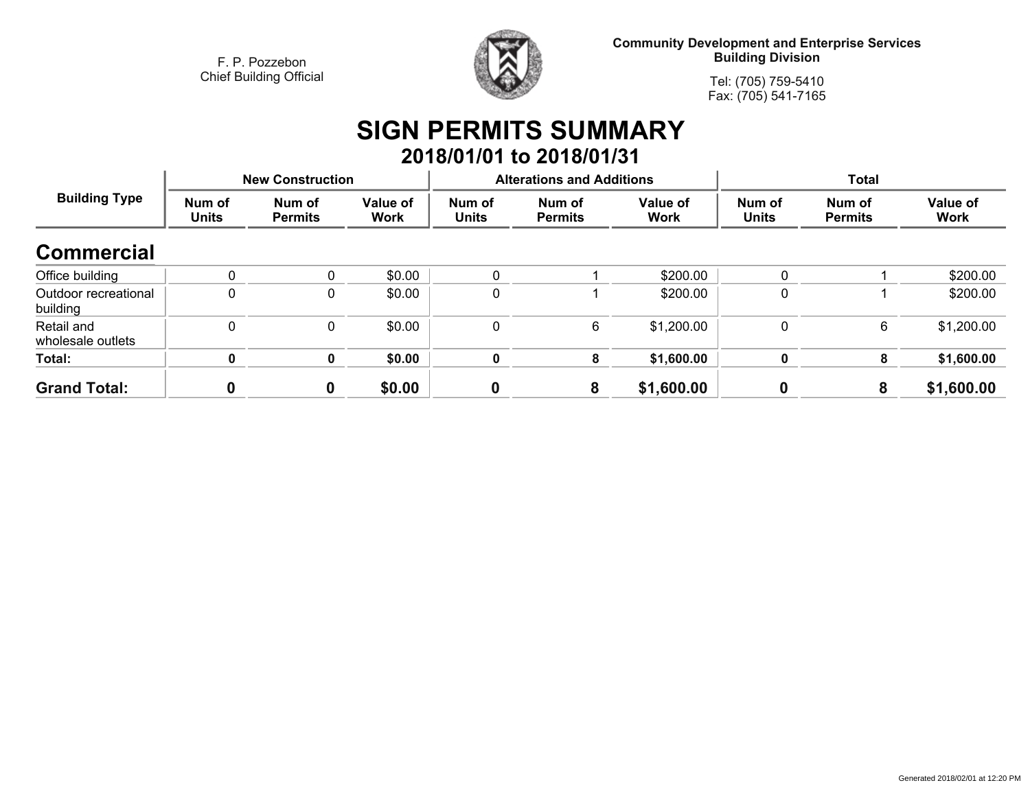F. P. Pozzebon
Chief Building Official

**Community Development and Enterprise Services**
**Building Division**

Tel: (705) 759-5410
Fax: (705) 541-7165

# SIGN PERMITS SUMMARY

## 2018/01/01 to 2018/01/31

| Building Type | New Construction | | | Alterations and Additions | | | Total | | |
|---|---|---|---|---|---|---|---|---|---|
| | Num of Units | Num of Permits | Value of Work | Num of Units | Num of Permits | Value of Work | Num of Units | Num of Permits | Value of Work |
| **Commercial** | | | | | | | | | |
| Office building | 0 | 0 | $0.00 | 0 | 1 | $200.00 | 0 | 1 | $200.00 |
| Outdoor recreational building | 0 | 0 | $0.00 | 0 | 1 | $200.00 | 0 | 1 | $200.00 |
| Retail and wholesale outlets | 0 | 0 | $0.00 | 0 | 6 | $1,200.00 | 0 | 6 | $1,200.00 |
| **Total:** | **0** | **0** | **$0.00** | **0** | **8** | **$1,600.00** | **0** | **8** | **$1,600.00** |
| **Grand Total:** | **0** | **0** | **$0.00** | **0** | **8** | **$1,600.00** | **0** | **8** | **$1,600.00** |

Generated 2018/02/01 at 12:20 PM